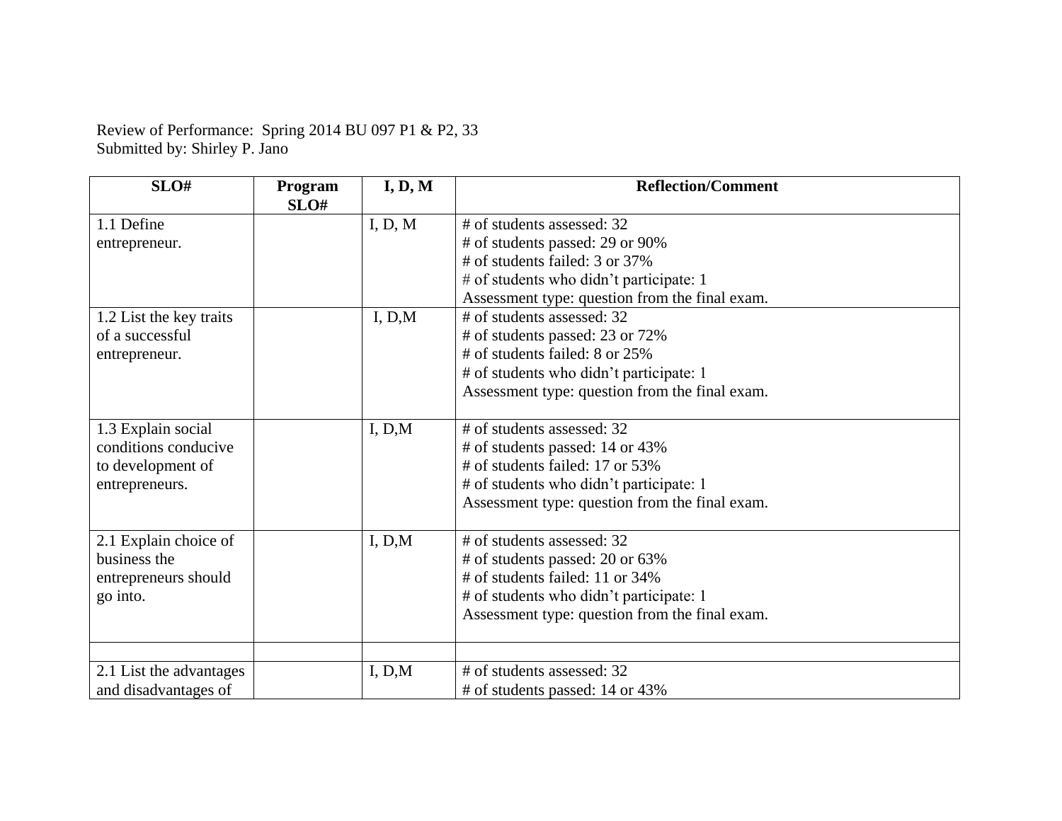Review of Performance: Spring 2014 BU 097 P1 & P2, 33
Submitted by: Shirley P. Jano

| SLO# | Program SLO# | I, D, M | Reflection/Comment |
|---|---|---|---|
| 1.1 Define entrepreneur. | | I, D, M | # of students assessed: 32<br># of students passed: 29 or 90%<br># of students failed: 3 or 37%<br># of students who didn't participate: 1<br>Assessment type: question from the final exam. |
| 1.2 List the key traits of a successful entrepreneur. | | I, D,M | # of students assessed: 32<br># of students passed: 23 or 72%<br># of students failed: 8 or 25%<br># of students who didn't participate: 1<br>Assessment type: question from the final exam. |
| 1.3 Explain social conditions conducive to development of entrepreneurs. | | I, D,M | # of students assessed: 32<br># of students passed: 14 or 43%<br># of students failed: 17 or 53%<br># of students who didn't participate: 1<br>Assessment type: question from the final exam. |
| 2.1 Explain choice of business the entrepreneurs should go into. | | I, D,M | # of students assessed: 32<br># of students passed: 20 or 63%<br># of students failed: 11 or 34%<br># of students who didn't participate: 1<br>Assessment type: question from the final exam. |
| | | | |
| 2.1 List the advantages and disadvantages of | | I, D,M | # of students assessed: 32<br># of students passed: 14 or 43% |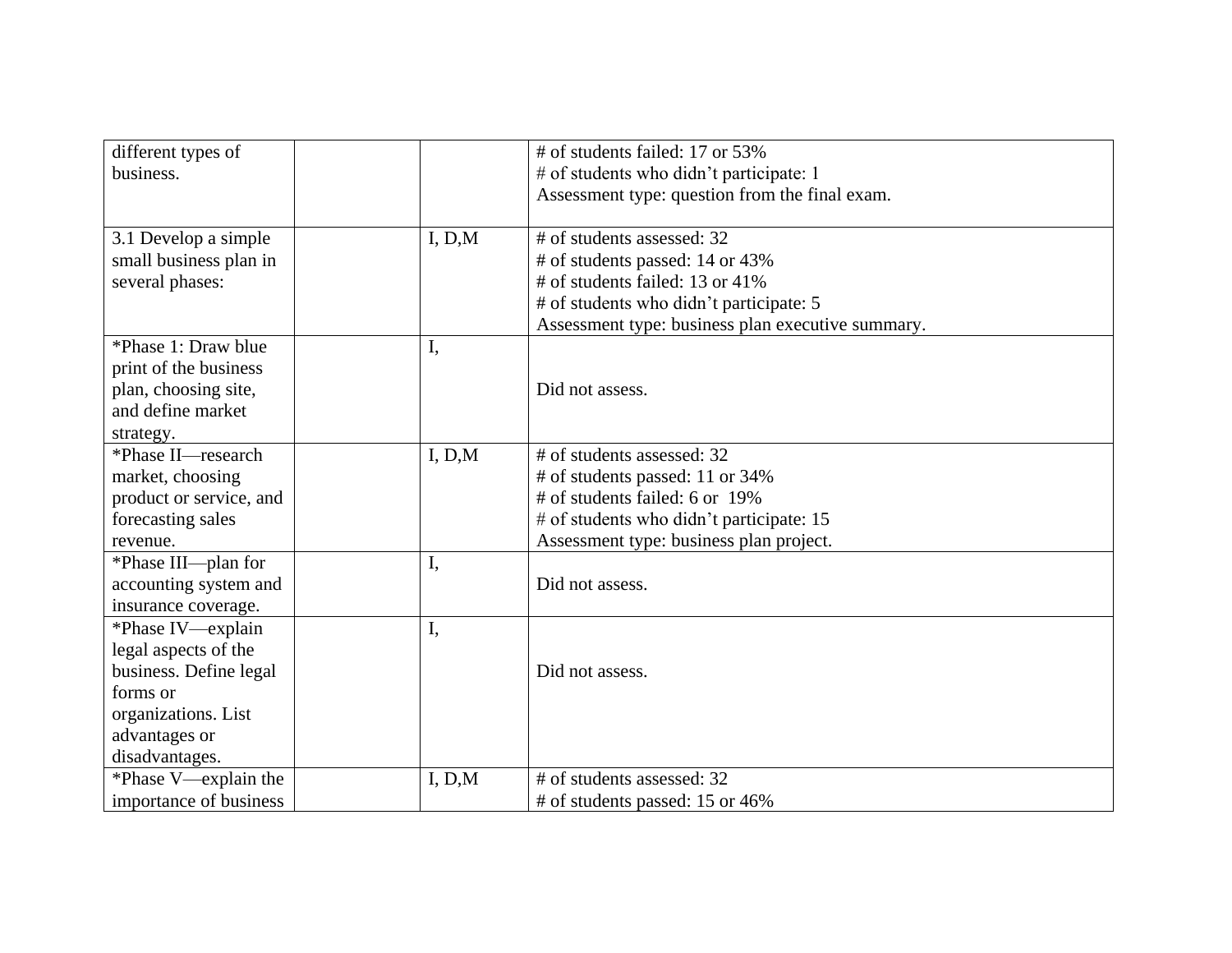| | | | |
|---|---|---|---|
| different types of business. | | | # of students failed: 17 or 53%<br># of students who didn't participate: 1<br>Assessment type: question from the final exam. |
| 3.1 Develop a simple small business plan in several phases: | | I, D,M | # of students assessed: 32<br># of students passed: 14 or 43%<br># of students failed: 13 or 41%<br># of students who didn't participate: 5<br>Assessment type: business plan executive summary. |
| *Phase 1: Draw blue print of the business plan, choosing site, and define market strategy. | | I, | Did not assess. |
| *Phase II—research market, choosing product or service, and forecasting sales revenue. | | I, D,M | # of students assessed: 32<br># of students passed: 11 or 34%<br># of students failed: 6 or 19%<br># of students who didn't participate: 15<br>Assessment type: business plan project. |
| *Phase III—plan for accounting system and insurance coverage. | | I, | Did not assess. |
| *Phase IV—explain legal aspects of the business. Define legal forms or organizations. List advantages or disadvantages. | | I, | Did not assess. |
| *Phase V—explain the importance of business | | I, D,M | # of students assessed: 32<br># of students passed: 15 or 46% |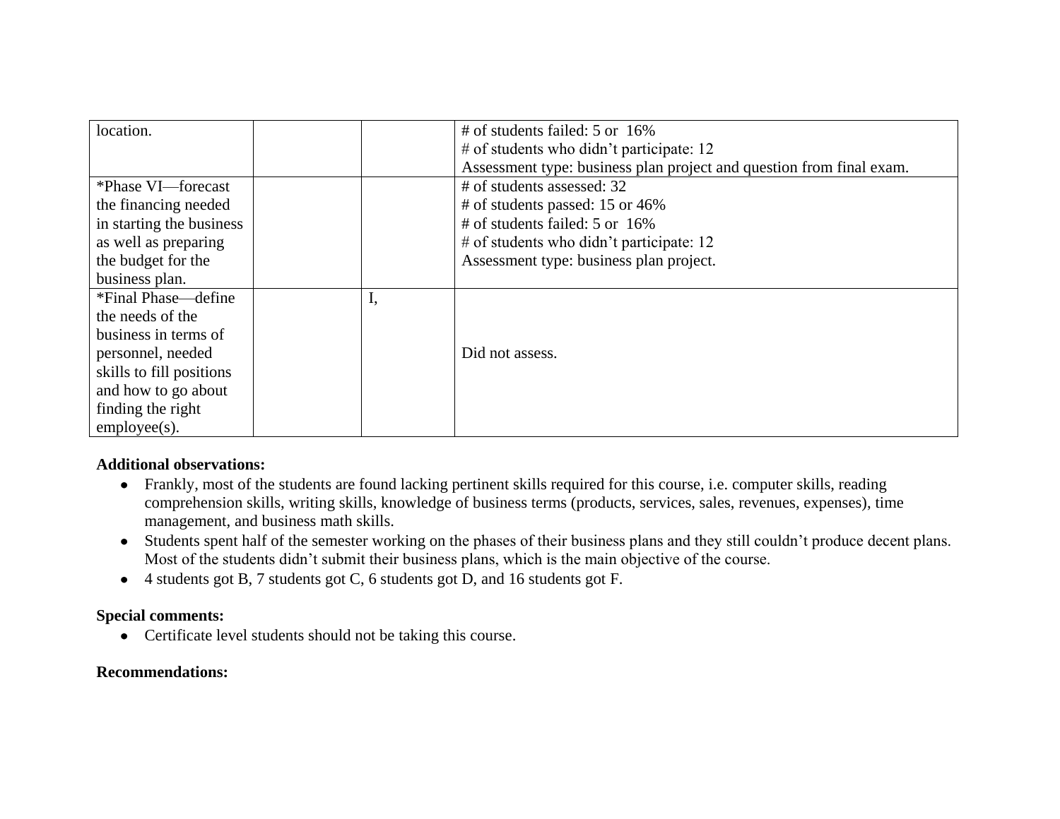| | | | |
|---|---|---|---|
| location. | | | # of students failed: 5 or 16%<br># of students who didn't participate: 12<br>Assessment type: business plan project and question from final exam. |
| *Phase VI—forecast the financing needed in starting the business as well as preparing the budget for the business plan. | | | # of students assessed: 32<br># of students passed: 15 or 46%<br># of students failed: 5 or 16%<br># of students who didn't participate: 12<br>Assessment type: business plan project. |
| *Final Phase—define the needs of the business in terms of personnel, needed skills to fill positions and how to go about finding the right employee(s). | | I, | Did not assess. |

**Additional observations:**

- Frankly, most of the students are found lacking pertinent skills required for this course, i.e. computer skills, reading comprehension skills, writing skills, knowledge of business terms (products, services, sales, revenues, expenses), time management, and business math skills.
- Students spent half of the semester working on the phases of their business plans and they still couldn't produce decent plans. Most of the students didn't submit their business plans, which is the main objective of the course.
- 4 students got B, 7 students got C, 6 students got D, and 16 students got F.

**Special comments:**

- Certificate level students should not be taking this course.

**Recommendations:**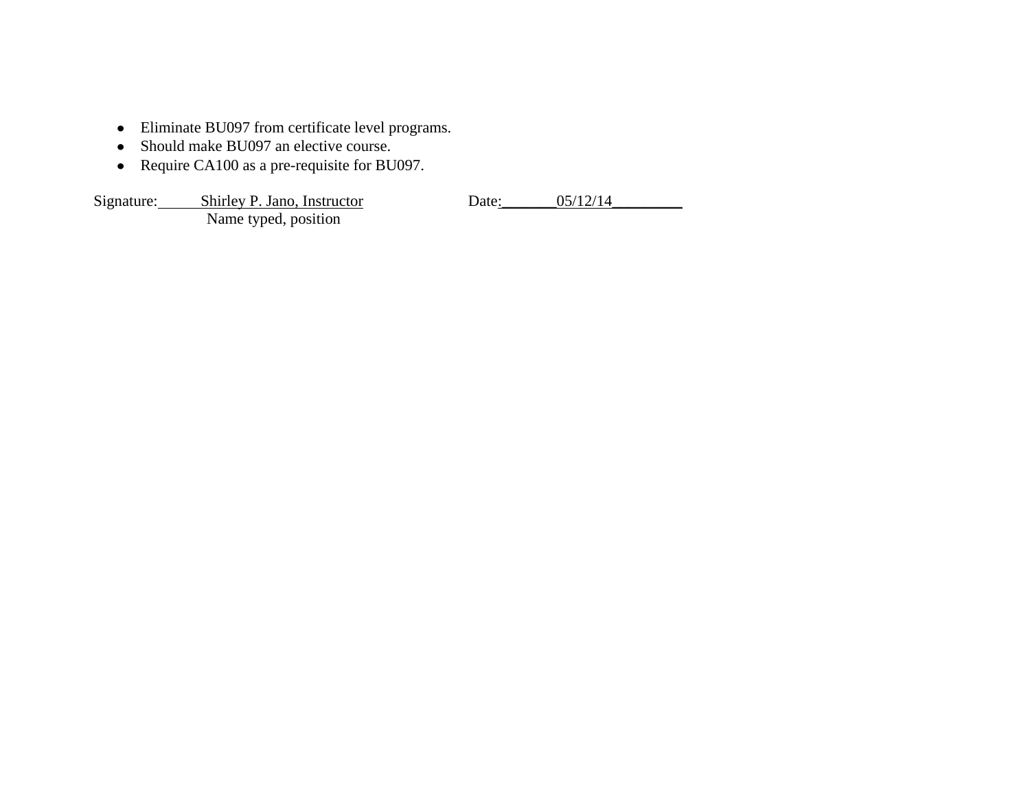- Eliminate BU097 from certificate level programs.
- Should make BU097 an elective course.
- Require CA100 as a pre-requisite for BU097.

Signature: Shirley P. Jano, Instructor  
Name typed, position

Date: 05/12/14